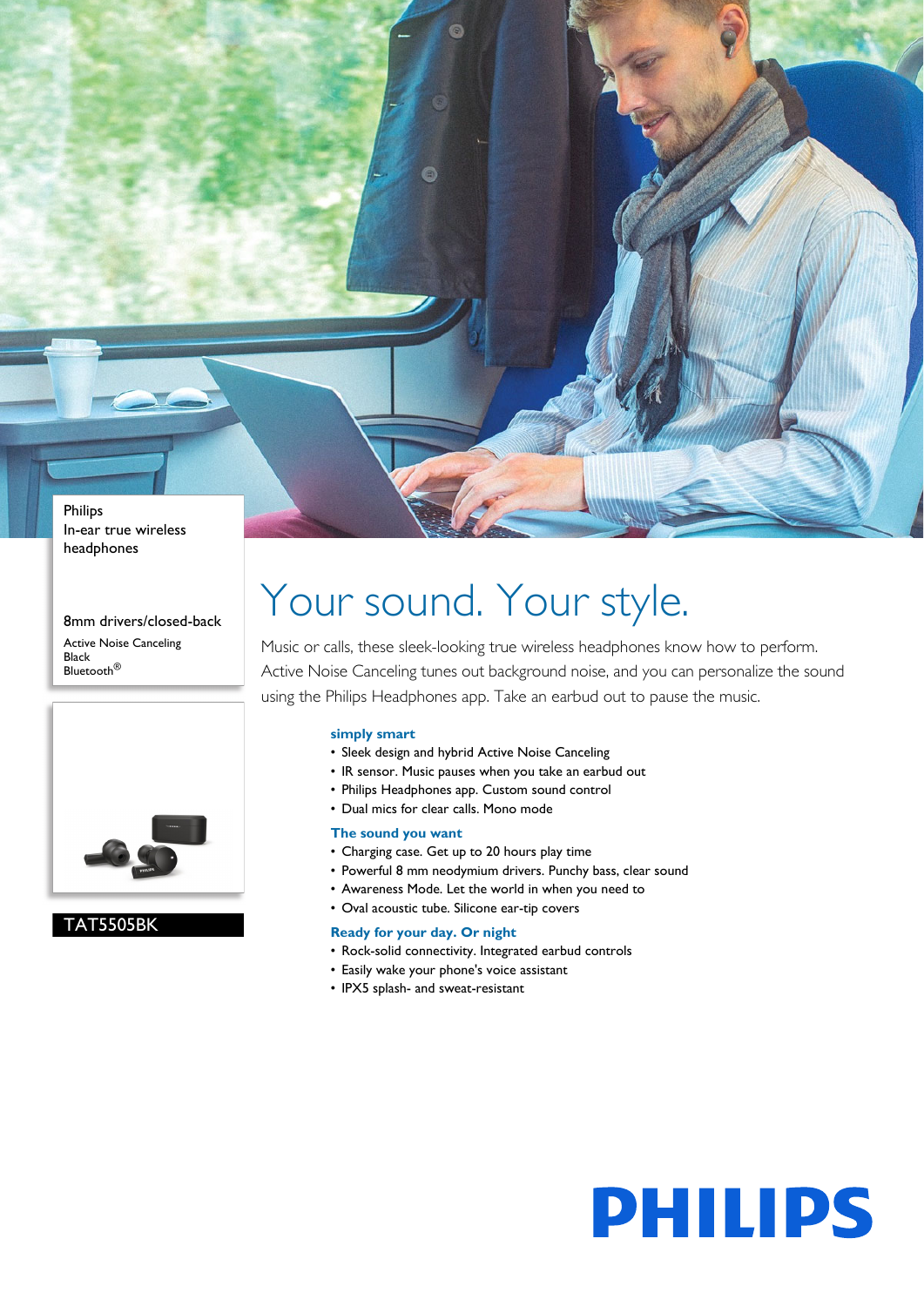Philips
In-ear true wireless headphones

8mm drivers/closed-back

Active Noise Canceling
Black
Bluetooth®

TAT5505BK

# Your sound. Your style.

Music or calls, these sleek-looking true wireless headphones know how to perform. Active Noise Canceling tunes out background noise, and you can personalize the sound using the Philips Headphones app. Take an earbud out to pause the music.

### simply smart

- Sleek design and hybrid Active Noise Canceling
- IR sensor. Music pauses when you take an earbud out
- Philips Headphones app. Custom sound control
- Dual mics for clear calls. Mono mode

### The sound you want

- Charging case. Get up to 20 hours play time
- Powerful 8 mm neodymium drivers. Punchy bass, clear sound
- Awareness Mode. Let the world in when you need to
- Oval acoustic tube. Silicone ear-tip covers

### Ready for your day. Or night

- Rock-solid connectivity. Integrated earbud controls
- Easily wake your phone's voice assistant
- IPX5 splash- and sweat-resistant

PHILIPS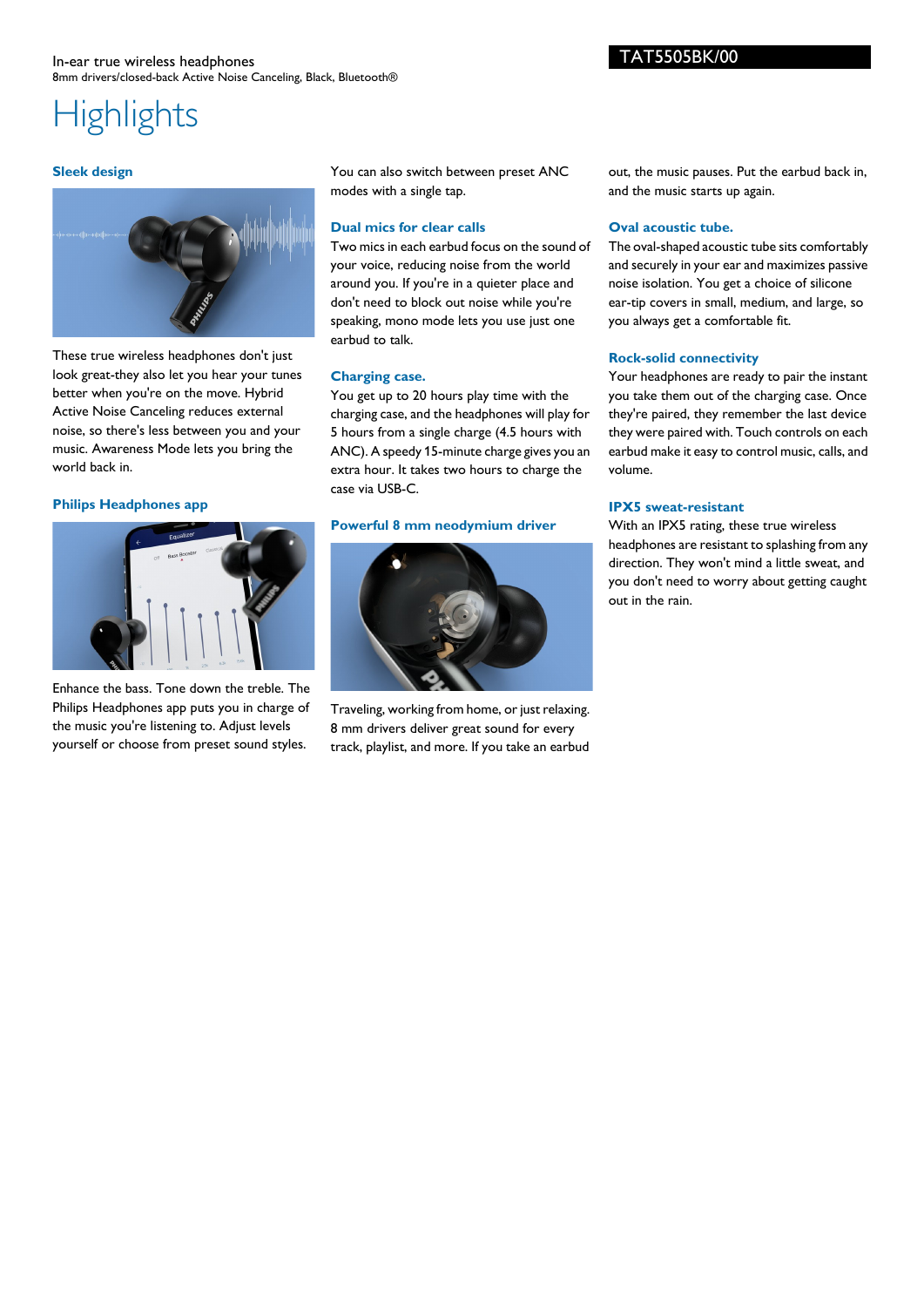In-ear true wireless headphones
8mm drivers/closed-back Active Noise Canceling, Black, Bluetooth®

TAT5505BK/00

# Highlights

### Sleek design

These true wireless headphones don't just look great-they also let you hear your tunes better when you're on the move. Hybrid Active Noise Canceling reduces external noise, so there's less between you and your music. Awareness Mode lets you bring the world back in.

### Philips Headphones app

Enhance the bass. Tone down the treble. The Philips Headphones app puts you in charge of the music you're listening to. Adjust levels yourself or choose from preset sound styles. You can also switch between preset ANC modes with a single tap.

### Dual mics for clear calls

Two mics in each earbud focus on the sound of your voice, reducing noise from the world around you. If you're in a quieter place and don't need to block out noise while you're speaking, mono mode lets you use just one earbud to talk.

### Charging case.

You get up to 20 hours play time with the charging case, and the headphones will play for 5 hours from a single charge (4.5 hours with ANC). A speedy 15-minute charge gives you an extra hour. It takes two hours to charge the case via USB-C.

### Powerful 8 mm neodymium driver

Traveling, working from home, or just relaxing. 8 mm drivers deliver great sound for every track, playlist, and more. If you take an earbud out, the music pauses. Put the earbud back in, and the music starts up again.

### Oval acoustic tube.

The oval-shaped acoustic tube sits comfortably and securely in your ear and maximizes passive noise isolation. You get a choice of silicone ear-tip covers in small, medium, and large, so you always get a comfortable fit.

### Rock-solid connectivity

Your headphones are ready to pair the instant you take them out of the charging case. Once they're paired, they remember the last device they were paired with. Touch controls on each earbud make it easy to control music, calls, and volume.

### IPX5 sweat-resistant

With an IPX5 rating, these true wireless headphones are resistant to splashing from any direction. They won't mind a little sweat, and you don't need to worry about getting caught out in the rain.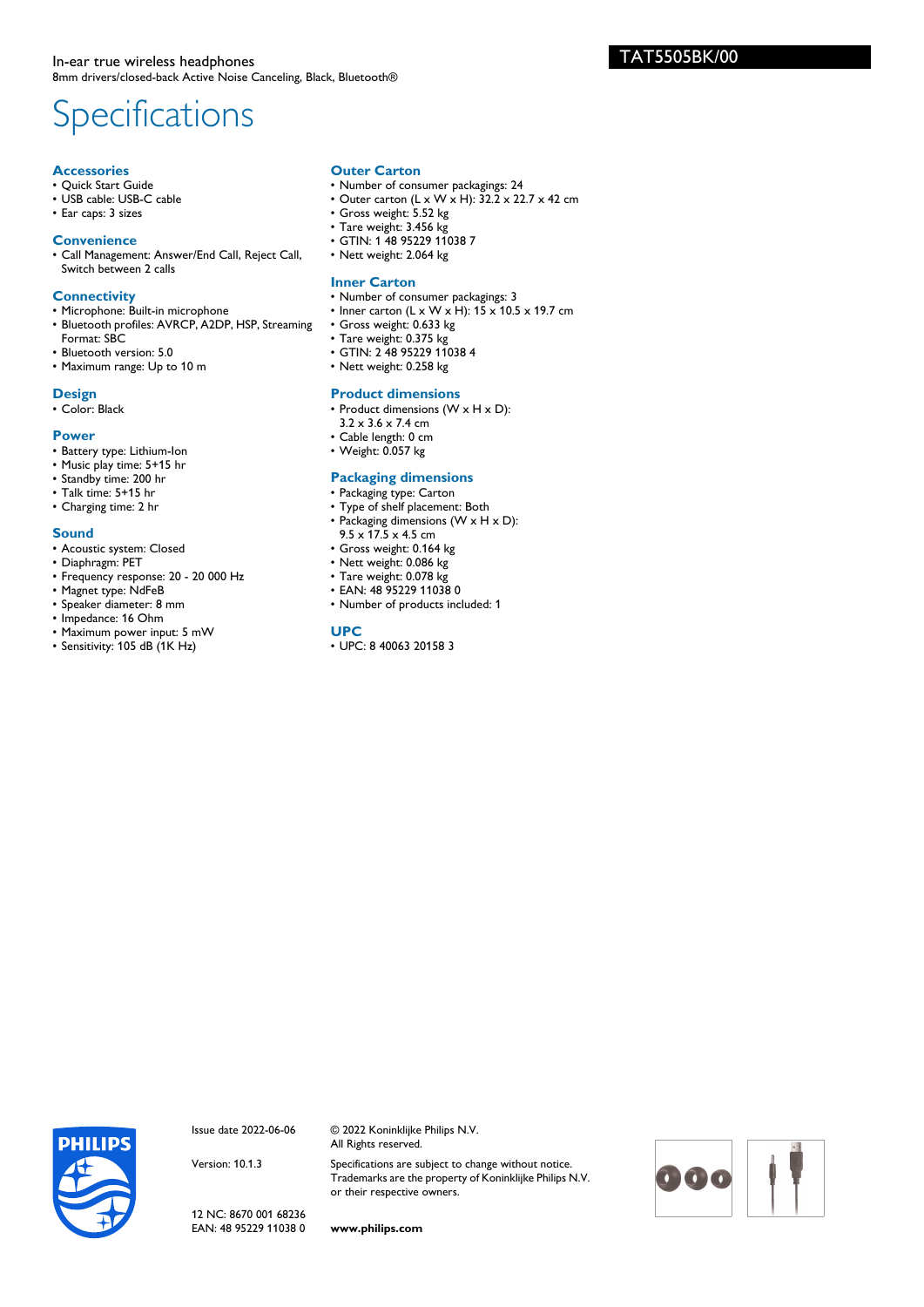TAT5505BK/00

In-ear true wireless headphones

8mm drivers/closed-back Active Noise Canceling, Black, Bluetooth®

# Specifications

### Accessories
- Quick Start Guide
- USB cable: USB-C cable
- Ear caps: 3 sizes

### Convenience
- Call Management: Answer/End Call, Reject Call, Switch between 2 calls

### Connectivity
- Microphone: Built-in microphone
- Bluetooth profiles: AVRCP, A2DP, HSP, Streaming Format: SBC
- Bluetooth version: 5.0
- Maximum range: Up to 10 m

### Design
- Color: Black

### Power
- Battery type: Lithium-Ion
- Music play time: 5+15 hr
- Standby time: 200 hr
- Talk time: 5+15 hr
- Charging time: 2 hr

### Sound
- Acoustic system: Closed
- Diaphragm: PET
- Frequency response: 20 - 20 000 Hz
- Magnet type: NdFeB
- Speaker diameter: 8 mm
- Impedance: 16 Ohm
- Maximum power input: 5 mW
- Sensitivity: 105 dB (1K Hz)

### Outer Carton
- Number of consumer packagings: 24
- Outer carton (L x W x H): 32.2 x 22.7 x 42 cm
- Gross weight: 5.52 kg
- Tare weight: 3.456 kg
- GTIN: 1 48 95229 11038 7
- Nett weight: 2.064 kg

### Inner Carton
- Number of consumer packagings: 3
- Inner carton (L x W x H): 15 x 10.5 x 19.7 cm
- Gross weight: 0.633 kg
- Tare weight: 0.375 kg
- GTIN: 2 48 95229 11038 4
- Nett weight: 0.258 kg

### Product dimensions
- Product dimensions (W x H x D): 3.2 x 3.6 x 7.4 cm
- Cable length: 0 cm
- Weight: 0.057 kg

### Packaging dimensions
- Packaging type: Carton
- Type of shelf placement: Both
- Packaging dimensions (W x H x D): 9.5 x 17.5 x 4.5 cm
- Gross weight: 0.164 kg
- Nett weight: 0.086 kg
- Tare weight: 0.078 kg
- EAN: 48 95229 11038 0
- Number of products included: 1

### UPC
- UPC: 8 40063 20158 3

Issue date 2022-06-06

Version: 10.1.3

12 NC: 8670 001 68236
EAN: 48 95229 11038 0

© 2022 Koninklijke Philips N.V.
All Rights reserved.

Specifications are subject to change without notice. Trademarks are the property of Koninklijke Philips N.V. or their respective owners.

www.philips.com